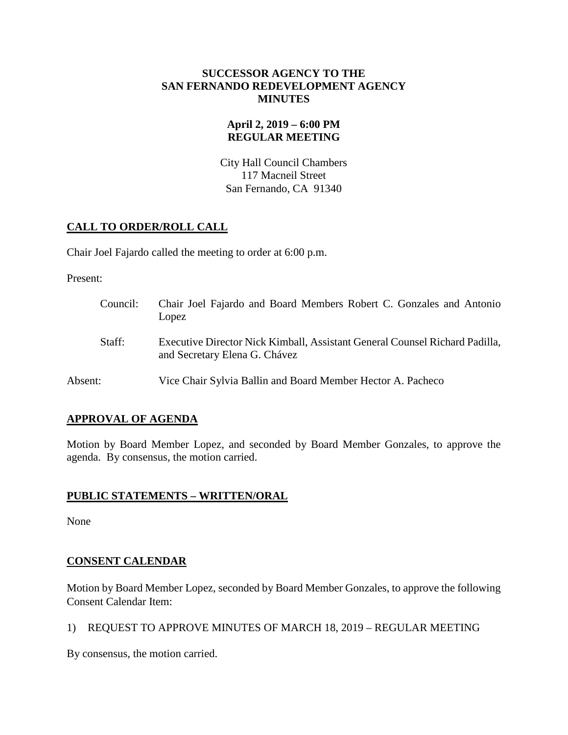# SUCCESSOR AGENCY TO THE SAN FERNANDO REDEVELOPMENT AGENCY MINUTES

## April 2, 2019 – 6:00 PM REGULAR MEETING

City Hall Council Chambers
117 Macneil Street
San Fernando, CA 91340

## CALL TO ORDER/ROLL CALL

Chair Joel Fajardo called the meeting to order at 6:00 p.m.

Present:

Council: Chair Joel Fajardo and Board Members Robert C. Gonzales and Antonio Lopez

Staff: Executive Director Nick Kimball, Assistant General Counsel Richard Padilla, and Secretary Elena G. Chávez

Absent: Vice Chair Sylvia Ballin and Board Member Hector A. Pacheco

## APPROVAL OF AGENDA

Motion by Board Member Lopez, and seconded by Board Member Gonzales, to approve the agenda. By consensus, the motion carried.

## PUBLIC STATEMENTS – WRITTEN/ORAL

None

## CONSENT CALENDAR

Motion by Board Member Lopez, seconded by Board Member Gonzales, to approve the following Consent Calendar Item:

1) REQUEST TO APPROVE MINUTES OF MARCH 18, 2019 – REGULAR MEETING

By consensus, the motion carried.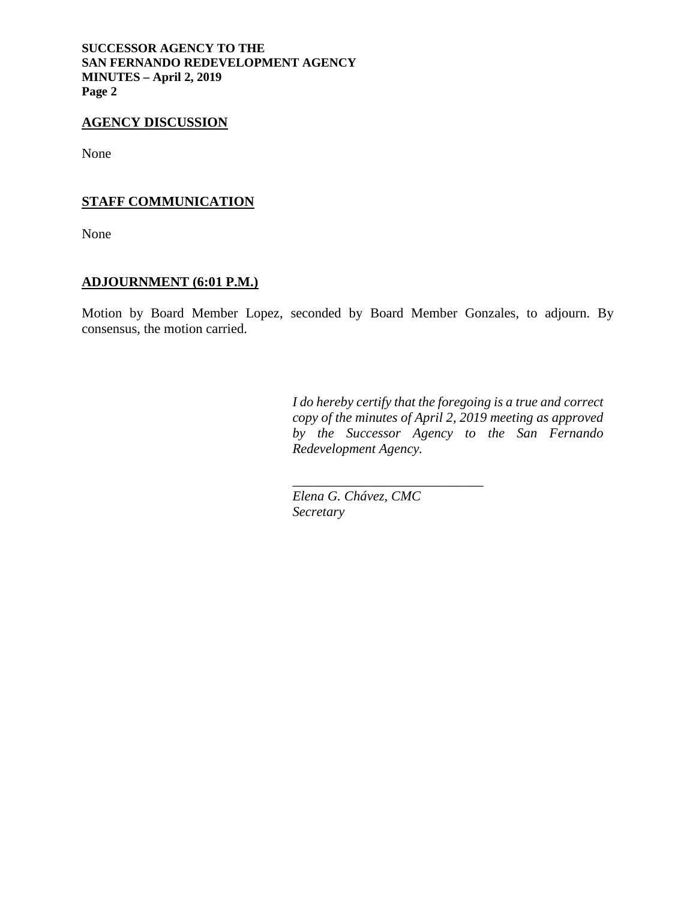## AGENCY DISCUSSION

None

## STAFF COMMUNICATION

None

## ADJOURNMENT (6:01 P.M.)

Motion by Board Member Lopez, seconded by Board Member Gonzales, to adjourn. By consensus, the motion carried.

*I do hereby certify that the foregoing is a true and correct copy of the minutes of April 2, 2019 meeting as approved by the Successor Agency to the San Fernando Redevelopment Agency.*

\_\_\_\_\_\_\_\_\_\_\_\_\_\_\_\_\_\_\_\_\_\_\_\_\_\_\_\_

*Elena G. Chávez, CMC*
*Secretary*